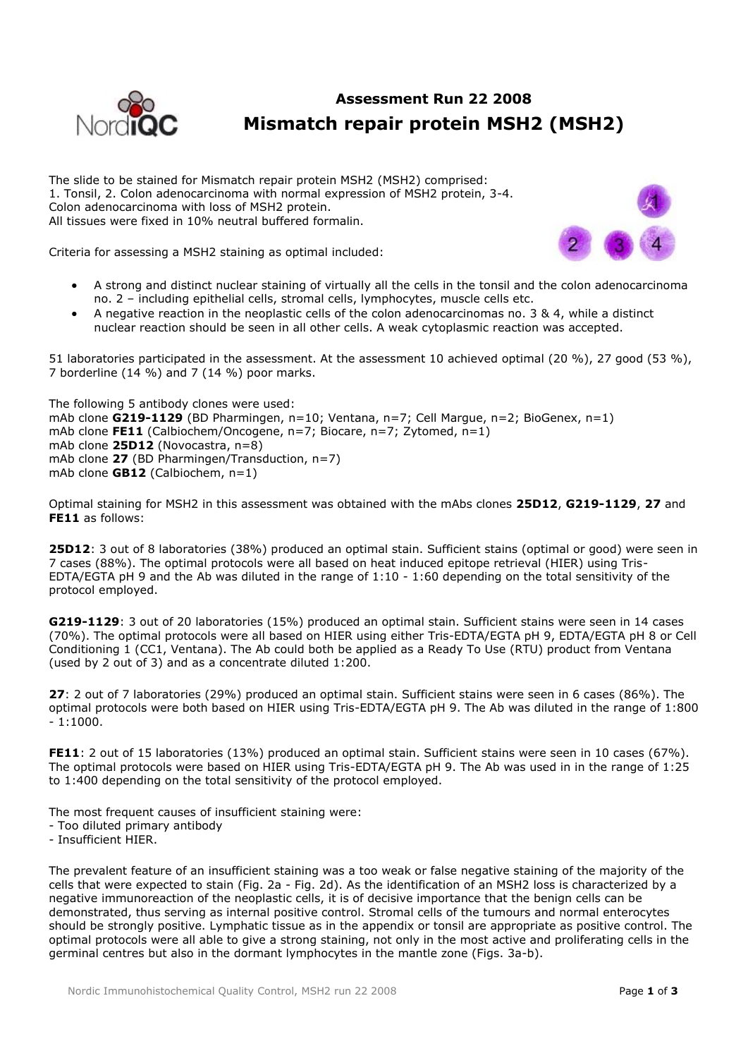# Assessment Run 22 2008

## Mismatch repair protein MSH2 (MSH2)

The slide to be stained for Mismatch repair protein MSH2 (MSH2) comprised:
1. Tonsil, 2. Colon adenocarcinoma with normal expression of MSH2 protein, 3-4. Colon adenocarcinoma with loss of MSH2 protein.
All tissues were fixed in 10% neutral buffered formalin.

Criteria for assessing a MSH2 staining as optimal included:

- A strong and distinct nuclear staining of virtually all the cells in the tonsil and the colon adenocarcinoma no. 2 – including epithelial cells, stromal cells, lymphocytes, muscle cells etc.
- A negative reaction in the neoplastic cells of the colon adenocarcinomas no. 3 & 4, while a distinct nuclear reaction should be seen in all other cells. A weak cytoplasmic reaction was accepted.

51 laboratories participated in the assessment. At the assessment 10 achieved optimal (20 %), 27 good (53 %), 7 borderline (14 %) and 7 (14 %) poor marks.

The following 5 antibody clones were used:
mAb clone **G219-1129** (BD Pharmingen, n=10; Ventana, n=7; Cell Margue, n=2; BioGenex, n=1)
mAb clone **FE11** (Calbiochem/Oncogene, n=7; Biocare, n=7; Zytomed, n=1)
mAb clone **25D12** (Novocastra, n=8)
mAb clone **27** (BD Pharmingen/Transduction, n=7)
mAb clone **GB12** (Calbiochem, n=1)

Optimal staining for MSH2 in this assessment was obtained with the mAbs clones **25D12**, **G219-1129**, **27** and **FE11** as follows:

**25D12**: 3 out of 8 laboratories (38%) produced an optimal stain. Sufficient stains (optimal or good) were seen in 7 cases (88%). The optimal protocols were all based on heat induced epitope retrieval (HIER) using Tris-EDTA/EGTA pH 9 and the Ab was diluted in the range of 1:10 - 1:60 depending on the total sensitivity of the protocol employed.

**G219-1129**: 3 out of 20 laboratories (15%) produced an optimal stain. Sufficient stains were seen in 14 cases (70%). The optimal protocols were all based on HIER using either Tris-EDTA/EGTA pH 9, EDTA/EGTA pH 8 or Cell Conditioning 1 (CC1, Ventana). The Ab could both be applied as a Ready To Use (RTU) product from Ventana (used by 2 out of 3) and as a concentrate diluted 1:200.

**27**: 2 out of 7 laboratories (29%) produced an optimal stain. Sufficient stains were seen in 6 cases (86%). The optimal protocols were both based on HIER using Tris-EDTA/EGTA pH 9. The Ab was diluted in the range of 1:800 - 1:1000.

**FE11**: 2 out of 15 laboratories (13%) produced an optimal stain. Sufficient stains were seen in 10 cases (67%). The optimal protocols were based on HIER using Tris-EDTA/EGTA pH 9. The Ab was used in in the range of 1:25 to 1:400 depending on the total sensitivity of the protocol employed.

The most frequent causes of insufficient staining were:
- Too diluted primary antibody
- Insufficient HIER.

The prevalent feature of an insufficient staining was a too weak or false negative staining of the majority of the cells that were expected to stain (Fig. 2a - Fig. 2d). As the identification of an MSH2 loss is characterized by a negative immunoreaction of the neoplastic cells, it is of decisive importance that the benign cells can be demonstrated, thus serving as internal positive control. Stromal cells of the tumours and normal enterocytes should be strongly positive. Lymphatic tissue as in the appendix or tonsil are appropriate as positive control. The optimal protocols were all able to give a strong staining, not only in the most active and proliferating cells in the germinal centres but also in the dormant lymphocytes in the mantle zone (Figs. 3a-b).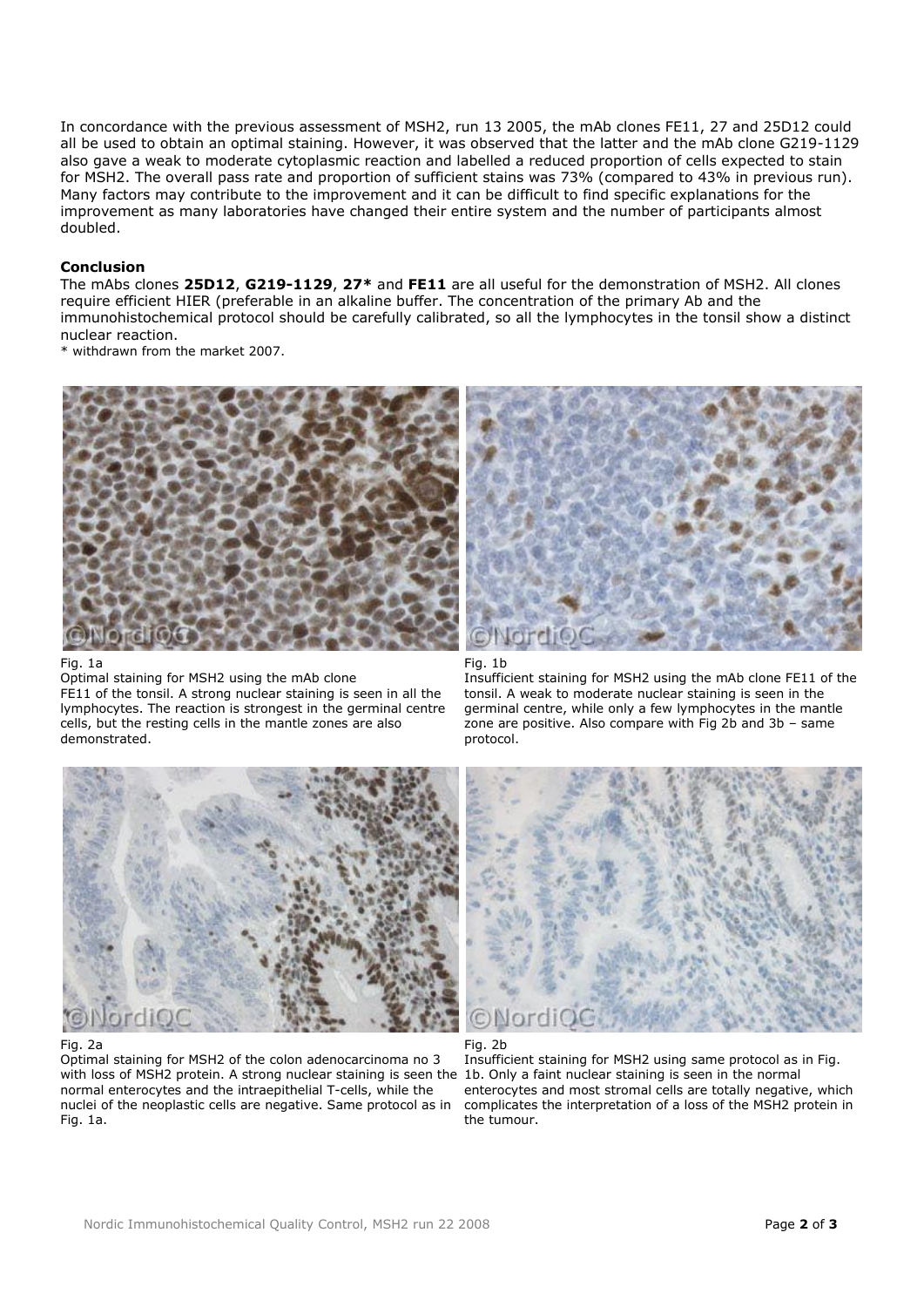In concordance with the previous assessment of MSH2, run 13 2005, the mAb clones FE11, 27 and 25D12 could all be used to obtain an optimal staining. However, it was observed that the latter and the mAb clone G219-1129 also gave a weak to moderate cytoplasmic reaction and labelled a reduced proportion of cells expected to stain for MSH2. The overall pass rate and proportion of sufficient stains was 73% (compared to 43% in previous run). Many factors may contribute to the improvement and it can be difficult to find specific explanations for the improvement as many laboratories have changed their entire system and the number of participants almost doubled.

**Conclusion**

The mAbs clones **25D12**, **G219-1129**, **27*** and **FE11** are all useful for the demonstration of MSH2. All clones require efficient HIER (preferable in an alkaline buffer. The concentration of the primary Ab and the immunohistochemical protocol should be carefully calibrated, so all the lymphocytes in the tonsil show a distinct nuclear reaction.

* withdrawn from the market 2007.

Fig. 1a
Optimal staining for MSH2 using the mAb clone FE11 of the tonsil. A strong nuclear staining is seen in all the lymphocytes. The reaction is strongest in the germinal centre cells, but the resting cells in the mantle zones are also demonstrated.

Fig. 1b
Insufficient staining for MSH2 using the mAb clone FE11 of the tonsil. A weak to moderate nuclear staining is seen in the germinal centre, while only a few lymphocytes in the mantle zone are positive. Also compare with Fig 2b and 3b – same protocol.

Fig. 2a
Optimal staining for MSH2 of the colon adenocarcinoma no 3 with loss of MSH2 protein. A strong nuclear staining is seen the normal enterocytes and the intraepithelial T-cells, while the nuclei of the neoplastic cells are negative. Same protocol as in Fig. 1a.

Fig. 2b
Insufficient staining for MSH2 using same protocol as in Fig. 1b. Only a faint nuclear staining is seen in the normal enterocytes and most stromal cells are totally negative, which complicates the interpretation of a loss of the MSH2 protein in the tumour.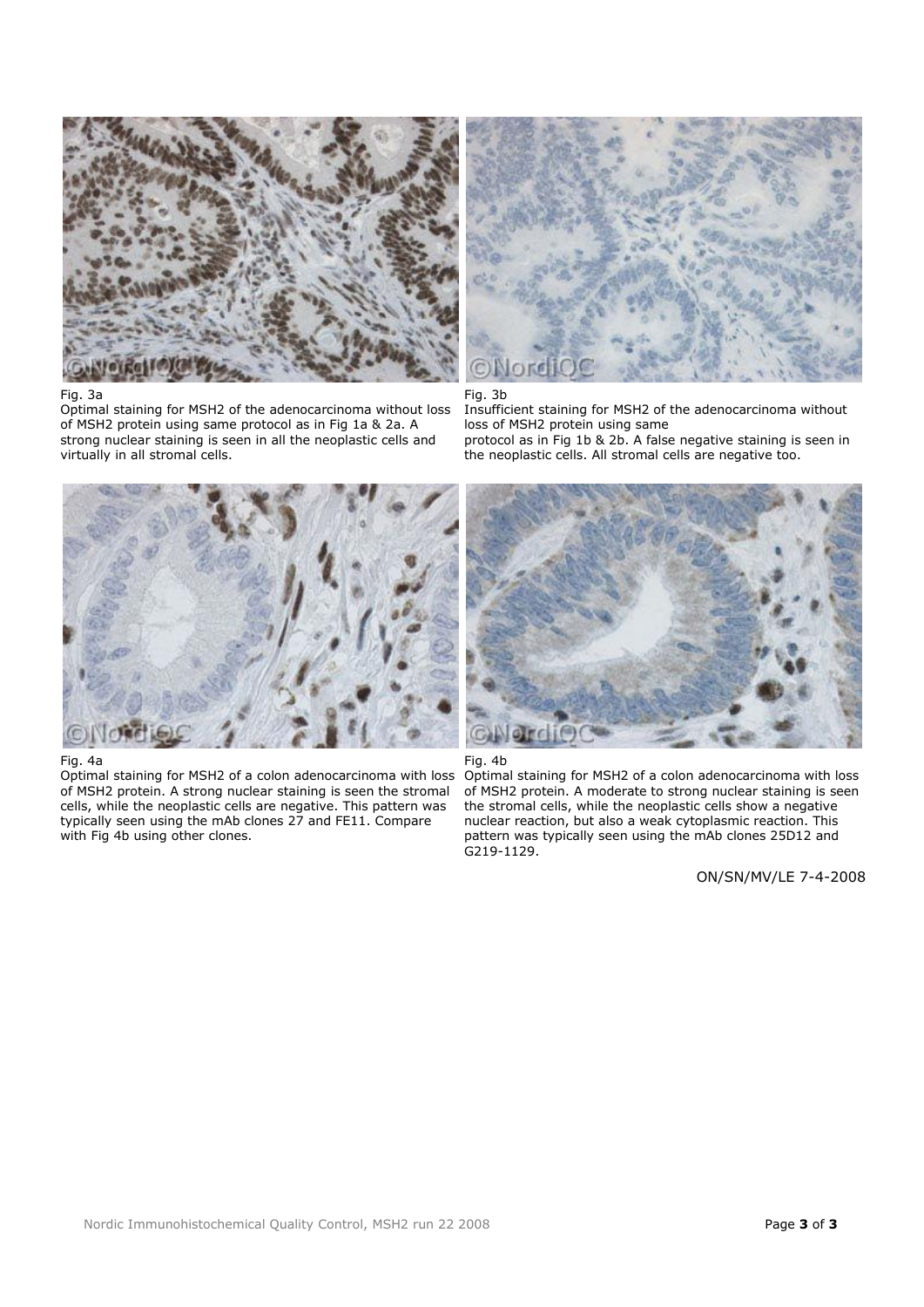Fig. 3a

Optimal staining for MSH2 of the adenocarcinoma without loss of MSH2 protein using same protocol as in Fig 1a & 2a. A strong nuclear staining is seen in all the neoplastic cells and virtually in all stromal cells.

Fig. 3b

Insufficient staining for MSH2 of the adenocarcinoma without loss of MSH2 protein using same protocol as in Fig 1b & 2b. A false negative staining is seen in the neoplastic cells. All stromal cells are negative too.

Fig. 4a

Optimal staining for MSH2 of a colon adenocarcinoma with loss of MSH2 protein. A strong nuclear staining is seen the stromal cells, while the neoplastic cells are negative. This pattern was typically seen using the mAb clones 27 and FE11. Compare with Fig 4b using other clones.

Fig. 4b

Optimal staining for MSH2 of a colon adenocarcinoma with loss of MSH2 protein. A moderate to strong nuclear staining is seen the stromal cells, while the neoplastic cells show a negative nuclear reaction, but also a weak cytoplasmic reaction. This pattern was typically seen using the mAb clones 25D12 and G219-1129.

ON/SN/MV/LE 7-4-2008